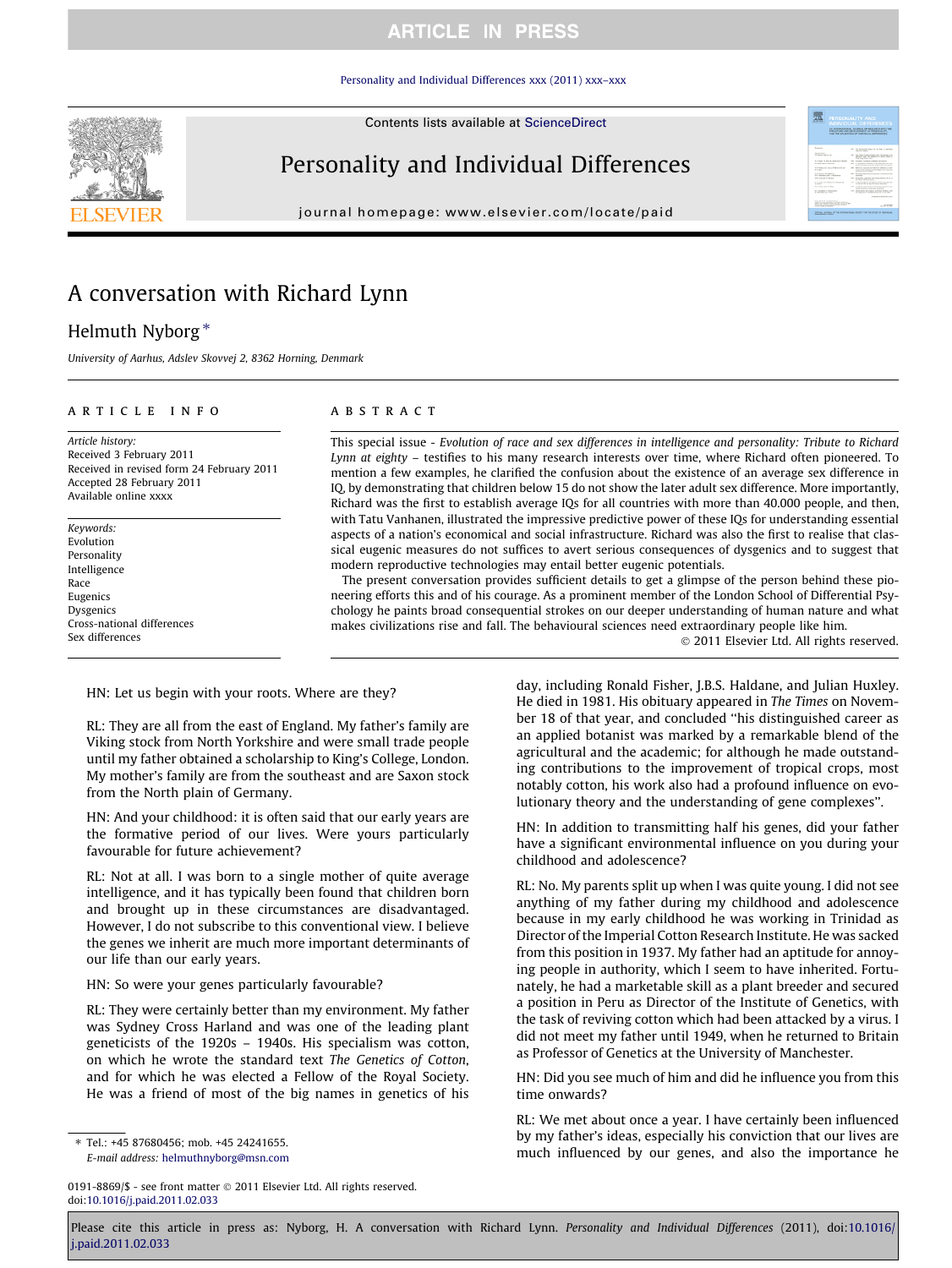# A conversation with Richard Lynn

Helmuth Nyborg *

*University of Aarhus, Adslev Skovvej 2, 8362 Horning, Denmark*

## ARTICLE INFO

*Article history:*
Received 3 February 2011
Received in revised form 24 February 2011
Accepted 28 February 2011
Available online xxxx

*Keywords:*
Evolution
Personality
Intelligence
Race
Eugenics
Dysgenics
Cross-national differences
Sex differences

## ABSTRACT

This special issue - *Evolution of race and sex differences in intelligence and personality: Tribute to Richard Lynn at eighty* – testifies to his many research interests over time, where Richard often pioneered. To mention a few examples, he clarified the confusion about the existence of an average sex difference in IQ, by demonstrating that children below 15 do not show the later adult sex difference. More importantly, Richard was the first to establish average IQs for all countries with more than 40.000 people, and then, with Tatu Vanhanen, illustrated the impressive predictive power of these IQs for understanding essential aspects of a nation's economical and social infrastructure. Richard was also the first to realise that classical eugenic measures do not suffices to avert serious consequences of dysgenics and to suggest that modern reproductive technologies may entail better eugenic potentials.

The present conversation provides sufficient details to get a glimpse of the person behind these pioneering efforts this and of his courage. As a prominent member of the London School of Differential Psychology he paints broad consequential strokes on our deeper understanding of human nature and what makes civilizations rise and fall. The behavioural sciences need extraordinary people like him.

© 2011 Elsevier Ltd. All rights reserved.

HN: Let us begin with your roots. Where are they?

RL: They are all from the east of England. My father's family are Viking stock from North Yorkshire and were small trade people until my father obtained a scholarship to King's College, London. My mother's family are from the southeast and are Saxon stock from the North plain of Germany.

HN: And your childhood: it is often said that our early years are the formative period of our lives. Were yours particularly favourable for future achievement?

RL: Not at all. I was born to a single mother of quite average intelligence, and it has typically been found that children born and brought up in these circumstances are disadvantaged. However, I do not subscribe to this conventional view. I believe the genes we inherit are much more important determinants of our life than our early years.

HN: So were your genes particularly favourable?

RL: They were certainly better than my environment. My father was Sydney Cross Harland and was one of the leading plant geneticists of the 1920s – 1940s. His specialism was cotton, on which he wrote the standard text *The Genetics of Cotton*, and for which he was elected a Fellow of the Royal Society. He was a friend of most of the big names in genetics of his day, including Ronald Fisher, J.B.S. Haldane, and Julian Huxley. He died in 1981. His obituary appeared in *The Times* on November 18 of that year, and concluded "his distinguished career as an applied botanist was marked by a remarkable blend of the agricultural and the academic; for although he made outstanding contributions to the improvement of tropical crops, most notably cotton, his work also had a profound influence on evolutionary theory and the understanding of gene complexes".

HN: In addition to transmitting half his genes, did your father have a significant environmental influence on you during your childhood and adolescence?

RL: No. My parents split up when I was quite young. I did not see anything of my father during my childhood and adolescence because in my early childhood he was working in Trinidad as Director of the Imperial Cotton Research Institute. He was sacked from this position in 1937. My father had an aptitude for annoying people in authority, which I seem to have inherited. Fortunately, he had a marketable skill as a plant breeder and secured a position in Peru as Director of the Institute of Genetics, with the task of reviving cotton which had been attacked by a virus. I did not meet my father until 1949, when he returned to Britain as Professor of Genetics at the University of Manchester.

HN: Did you see much of him and did he influence you from this time onwards?

RL: We met about once a year. I have certainly been influenced by my father's ideas, especially his conviction that our lives are much influenced by our genes, and also the importance he

---

* Tel.: +45 87680456; mob. +45 24241655.
*E-mail address:* helmuthnyborg@msn.com

0191-8869/$ - see front matter © 2011 Elsevier Ltd. All rights reserved.
doi:10.1016/j.paid.2011.02.033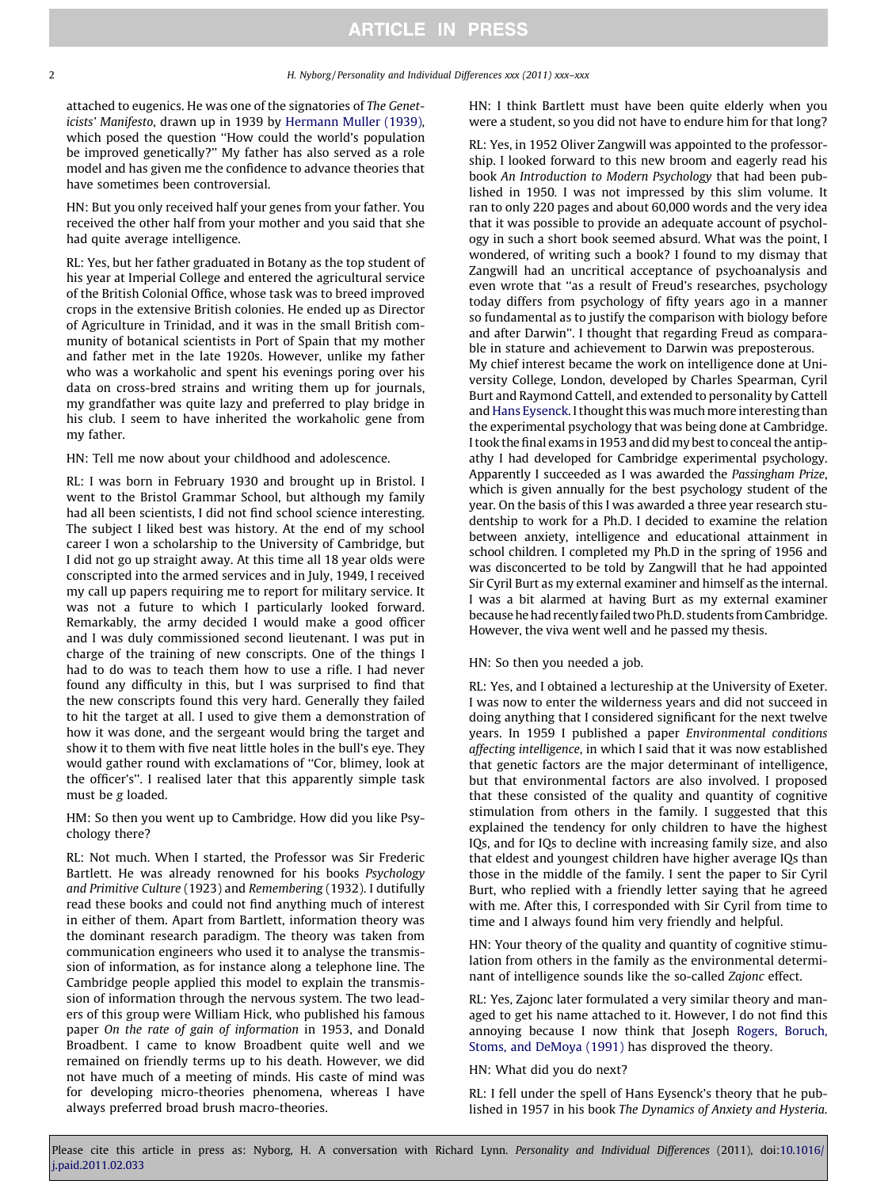attached to eugenics. He was one of the signatories of *The Geneticists' Manifesto*, drawn up in 1939 by Hermann Muller (1939), which posed the question "How could the world's population be improved genetically?" My father has also served as a role model and has given me the confidence to advance theories that have sometimes been controversial.

HN: But you only received half your genes from your father. You received the other half from your mother and you said that she had quite average intelligence.

RL: Yes, but her father graduated in Botany as the top student of his year at Imperial College and entered the agricultural service of the British Colonial Office, whose task was to breed improved crops in the extensive British colonies. He ended up as Director of Agriculture in Trinidad, and it was in the small British community of botanical scientists in Port of Spain that my mother and father met in the late 1920s. However, unlike my father who was a workaholic and spent his evenings poring over his data on cross-bred strains and writing them up for journals, my grandfather was quite lazy and preferred to play bridge in his club. I seem to have inherited the workaholic gene from my father.

HN: Tell me now about your childhood and adolescence.

RL: I was born in February 1930 and brought up in Bristol. I went to the Bristol Grammar School, but although my family had all been scientists, I did not find school science interesting. The subject I liked best was history. At the end of my school career I won a scholarship to the University of Cambridge, but I did not go up straight away. At this time all 18 year olds were conscripted into the armed services and in July, 1949, I received my call up papers requiring me to report for military service. It was not a future to which I particularly looked forward. Remarkably, the army decided I would make a good officer and I was duly commissioned second lieutenant. I was put in charge of the training of new conscripts. One of the things I had to do was to teach them how to use a rifle. I had never found any difficulty in this, but I was surprised to find that the new conscripts found this very hard. Generally they failed to hit the target at all. I used to give them a demonstration of how it was done, and the sergeant would bring the target and show it to them with five neat little holes in the bull's eye. They would gather round with exclamations of "Cor, blimey, look at the officer's". I realised later that this apparently simple task must be *g* loaded.

HM: So then you went up to Cambridge. How did you like Psychology there?

RL: Not much. When I started, the Professor was Sir Frederic Bartlett. He was already renowned for his books *Psychology and Primitive Culture* (1923) and *Remembering* (1932). I dutifully read these books and could not find anything much of interest in either of them. Apart from Bartlett, information theory was the dominant research paradigm. The theory was taken from communication engineers who used it to analyse the transmission of information, as for instance along a telephone line. The Cambridge people applied this model to explain the transmission of information through the nervous system. The two leaders of this group were William Hick, who published his famous paper *On the rate of gain of information* in 1953, and Donald Broadbent. I came to know Broadbent quite well and we remained on friendly terms up to his death. However, we did not have much of a meeting of minds. His caste of mind was for developing micro-theories phenomena, whereas I have always preferred broad brush macro-theories.

HN: I think Bartlett must have been quite elderly when you were a student, so you did not have to endure him for that long?

RL: Yes, in 1952 Oliver Zangwill was appointed to the professorship. I looked forward to this new broom and eagerly read his book *An Introduction to Modern Psychology* that had been published in 1950. I was not impressed by this slim volume. It ran to only 220 pages and about 60,000 words and the very idea that it was possible to provide an adequate account of psychology in such a short book seemed absurd. What was the point, I wondered, of writing such a book? I found to my dismay that Zangwill had an uncritical acceptance of psychoanalysis and even wrote that "as a result of Freud's researches, psychology today differs from psychology of fifty years ago in a manner so fundamental as to justify the comparison with biology before and after Darwin". I thought that regarding Freud as comparable in stature and achievement to Darwin was preposterous.
My chief interest became the work on intelligence done at University College, London, developed by Charles Spearman, Cyril Burt and Raymond Cattell, and extended to personality by Cattell and Hans Eysenck. I thought this was much more interesting than the experimental psychology that was being done at Cambridge. I took the final exams in 1953 and did my best to conceal the antipathy I had developed for Cambridge experimental psychology. Apparently I succeeded as I was awarded the *Passingham Prize*, which is given annually for the best psychology student of the year. On the basis of this I was awarded a three year research studentship to work for a Ph.D. I decided to examine the relation between anxiety, intelligence and educational attainment in school children. I completed my Ph.D in the spring of 1956 and was disconcerted to be told by Zangwill that he had appointed Sir Cyril Burt as my external examiner and himself as the internal. I was a bit alarmed at having Burt as my external examiner because he had recently failed two Ph.D. students from Cambridge. However, the viva went well and he passed my thesis.

HN: So then you needed a job.

RL: Yes, and I obtained a lectureship at the University of Exeter. I was now to enter the wilderness years and did not succeed in doing anything that I considered significant for the next twelve years. In 1959 I published a paper *Environmental conditions affecting intelligence*, in which I said that it was now established that genetic factors are the major determinant of intelligence, but that environmental factors are also involved. I proposed that these consisted of the quality and quantity of cognitive stimulation from others in the family. I suggested that this explained the tendency for only children to have the highest IQs, and for IQs to decline with increasing family size, and also that eldest and youngest children have higher average IQs than those in the middle of the family. I sent the paper to Sir Cyril Burt, who replied with a friendly letter saying that he agreed with me. After this, I corresponded with Sir Cyril from time to time and I always found him very friendly and helpful.

HN: Your theory of the quality and quantity of cognitive stimulation from others in the family as the environmental determinant of intelligence sounds like the so-called *Zajonc* effect.

RL: Yes, Zajonc later formulated a very similar theory and managed to get his name attached to it. However, I do not find this annoying because I now think that Joseph Rogers, Boruch, Stoms, and DeMoya (1991) has disproved the theory.

HN: What did you do next?

RL: I fell under the spell of Hans Eysenck's theory that he published in 1957 in his book *The Dynamics of Anxiety and Hysteria*.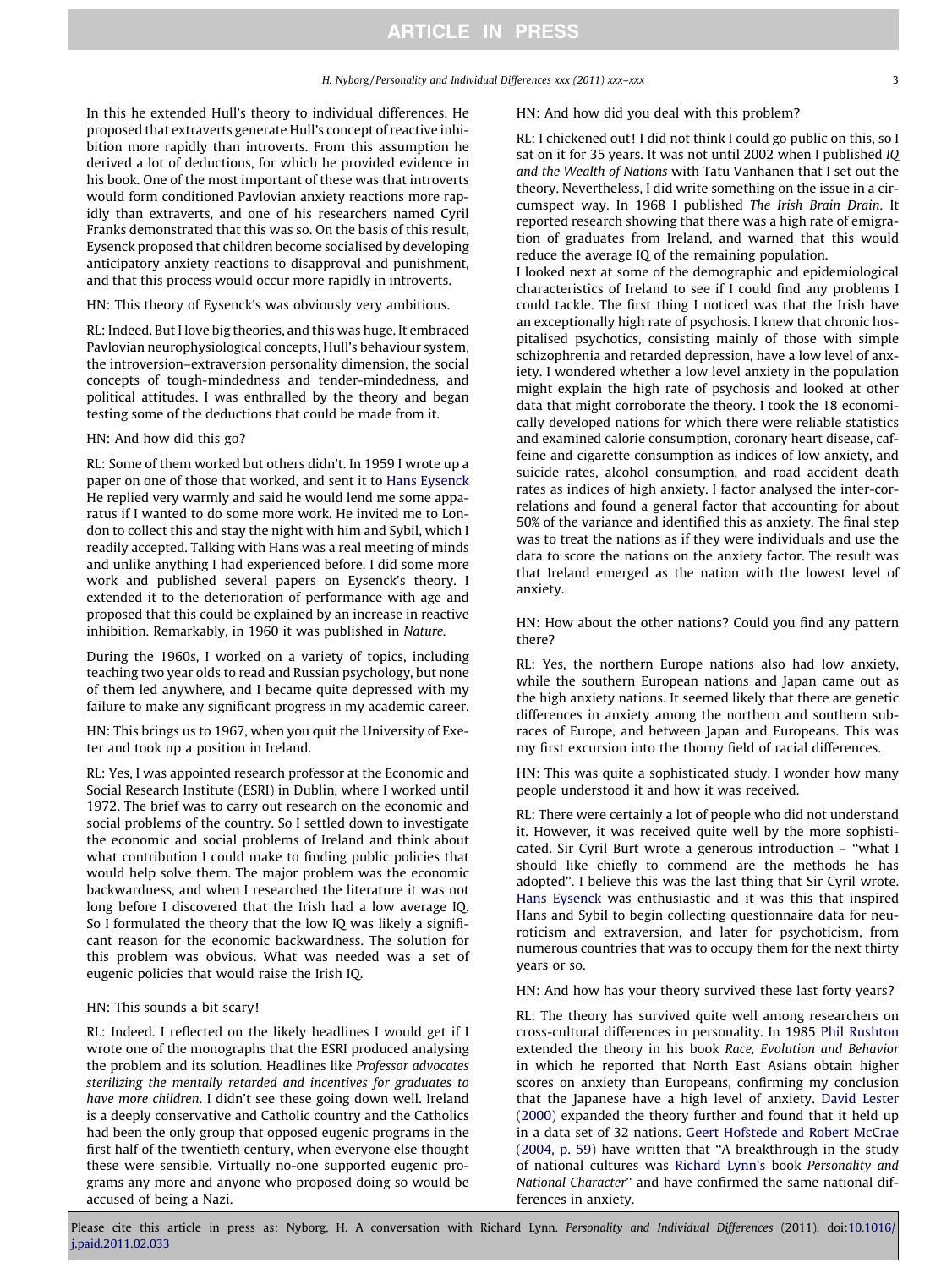In this he extended Hull's theory to individual differences. He proposed that extraverts generate Hull's concept of reactive inhibition more rapidly than introverts. From this assumption he derived a lot of deductions, for which he provided evidence in his book. One of the most important of these was that introverts would form conditioned Pavlovian anxiety reactions more rapidly than extraverts, and one of his researchers named Cyril Franks demonstrated that this was so. On the basis of this result, Eysenck proposed that children become socialised by developing anticipatory anxiety reactions to disapproval and punishment, and that this process would occur more rapidly in introverts.

HN: This theory of Eysenck's was obviously very ambitious.

RL: Indeed. But I love big theories, and this was huge. It embraced Pavlovian neurophysiological concepts, Hull's behaviour system, the introversion–extraversion personality dimension, the social concepts of tough-mindedness and tender-mindedness, and political attitudes. I was enthralled by the theory and began testing some of the deductions that could be made from it.

HN: And how did this go?

RL: Some of them worked but others didn't. In 1959 I wrote up a paper on one of those that worked, and sent it to Hans Eysenck He replied very warmly and said he would lend me some apparatus if I wanted to do some more work. He invited me to London to collect this and stay the night with him and Sybil, which I readily accepted. Talking with Hans was a real meeting of minds and unlike anything I had experienced before. I did some more work and published several papers on Eysenck's theory. I extended it to the deterioration of performance with age and proposed that this could be explained by an increase in reactive inhibition. Remarkably, in 1960 it was published in *Nature*.

During the 1960s, I worked on a variety of topics, including teaching two year olds to read and Russian psychology, but none of them led anywhere, and I became quite depressed with my failure to make any significant progress in my academic career.

HN: This brings us to 1967, when you quit the University of Exeter and took up a position in Ireland.

RL: Yes, I was appointed research professor at the Economic and Social Research Institute (ESRI) in Dublin, where I worked until 1972. The brief was to carry out research on the economic and social problems of the country. So I settled down to investigate the economic and social problems of Ireland and think about what contribution I could make to finding public policies that would help solve them. The major problem was the economic backwardness, and when I researched the literature it was not long before I discovered that the Irish had a low average IQ. So I formulated the theory that the low IQ was likely a significant reason for the economic backwardness. The solution for this problem was obvious. What was needed was a set of eugenic policies that would raise the Irish IQ.

HN: This sounds a bit scary!

RL: Indeed. I reflected on the likely headlines I would get if I wrote one of the monographs that the ESRI produced analysing the problem and its solution. Headlines like *Professor advocates sterilizing the mentally retarded and incentives for graduates to have more children*. I didn't see these going down well. Ireland is a deeply conservative and Catholic country and the Catholics had been the only group that opposed eugenic programs in the first half of the twentieth century, when everyone else thought these were sensible. Virtually no-one supported eugenic programs any more and anyone who proposed doing so would be accused of being a Nazi.

HN: And how did you deal with this problem?

RL: I chickened out! I did not think I could go public on this, so I sat on it for 35 years. It was not until 2002 when I published *IQ and the Wealth of Nations* with Tatu Vanhanen that I set out the theory. Nevertheless, I did write something on the issue in a circumspect way. In 1968 I published *The Irish Brain Drain*. It reported research showing that there was a high rate of emigration of graduates from Ireland, and warned that this would reduce the average IQ of the remaining population.

I looked next at some of the demographic and epidemiological characteristics of Ireland to see if I could find any problems I could tackle. The first thing I noticed was that the Irish have an exceptionally high rate of psychosis. I knew that chronic hospitalised psychotics, consisting mainly of those with simple schizophrenia and retarded depression, have a low level of anxiety. I wondered whether a low level anxiety in the population might explain the high rate of psychosis and looked at other data that might corroborate the theory. I took the 18 economically developed nations for which there were reliable statistics and examined calorie consumption, coronary heart disease, caffeine and cigarette consumption as indices of low anxiety, and suicide rates, alcohol consumption, and road accident death rates as indices of high anxiety. I factor analysed the inter-correlations and found a general factor that accounting for about 50% of the variance and identified this as anxiety. The final step was to treat the nations as if they were individuals and use the data to score the nations on the anxiety factor. The result was that Ireland emerged as the nation with the lowest level of anxiety.

HN: How about the other nations? Could you find any pattern there?

RL: Yes, the northern Europe nations also had low anxiety, while the southern European nations and Japan came out as the high anxiety nations. It seemed likely that there are genetic differences in anxiety among the northern and southern subraces of Europe, and between Japan and Europeans. This was my first excursion into the thorny field of racial differences.

HN: This was quite a sophisticated study. I wonder how many people understood it and how it was received.

RL: There were certainly a lot of people who did not understand it. However, it was received quite well by the more sophisticated. Sir Cyril Burt wrote a generous introduction – "what I should like chiefly to commend are the methods he has adopted". I believe this was the last thing that Sir Cyril wrote. Hans Eysenck was enthusiastic and it was this that inspired Hans and Sybil to begin collecting questionnaire data for neuroticism and extraversion, and later for psychoticism, from numerous countries that was to occupy them for the next thirty years or so.

HN: And how has your theory survived these last forty years?

RL: The theory has survived quite well among researchers on cross-cultural differences in personality. In 1985 Phil Rushton extended the theory in his book *Race, Evolution and Behavior* in which he reported that North East Asians obtain higher scores on anxiety than Europeans, confirming my conclusion that the Japanese have a high level of anxiety. David Lester (2000) expanded the theory further and found that it held up in a data set of 32 nations. Geert Hofstede and Robert McCrae (2004, p. 59) have written that "A breakthrough in the study of national cultures was Richard Lynn's book *Personality and National Character*" and have confirmed the same national differences in anxiety.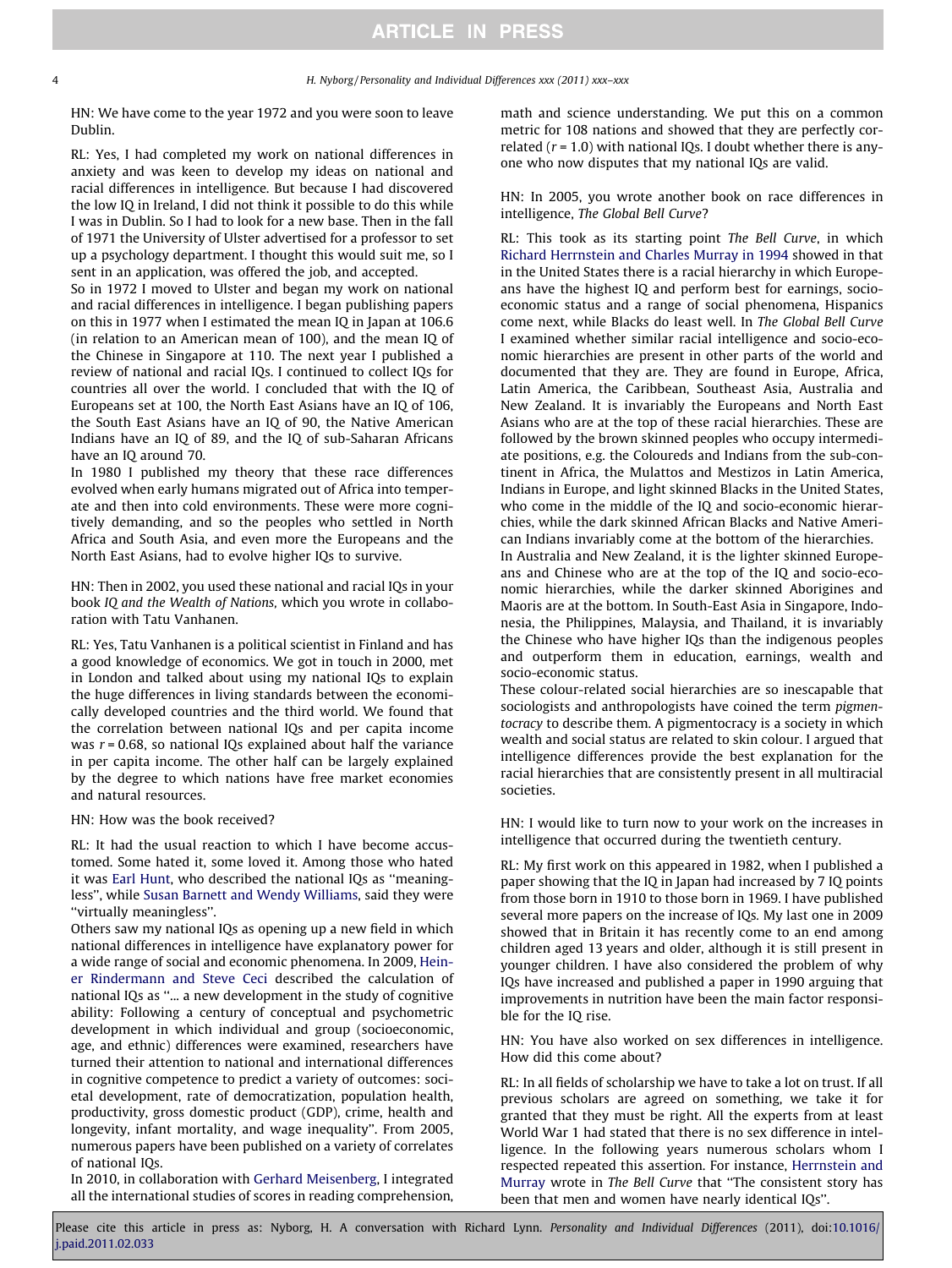HN: We have come to the year 1972 and you were soon to leave Dublin.

RL: Yes, I had completed my work on national differences in anxiety and was keen to develop my ideas on national and racial differences in intelligence. But because I had discovered the low IQ in Ireland, I did not think it possible to do this while I was in Dublin. So I had to look for a new base. Then in the fall of 1971 the University of Ulster advertised for a professor to set up a psychology department. I thought this would suit me, so I sent in an application, was offered the job, and accepted.

So in 1972 I moved to Ulster and began my work on national and racial differences in intelligence. I began publishing papers on this in 1977 when I estimated the mean IQ in Japan at 106.6 (in relation to an American mean of 100), and the mean IQ of the Chinese in Singapore at 110. The next year I published a review of national and racial IQs. I continued to collect IQs for countries all over the world. I concluded that with the IQ of Europeans set at 100, the North East Asians have an IQ of 106, the South East Asians have an IQ of 90, the Native American Indians have an IQ of 89, and the IQ of sub-Saharan Africans have an IQ around 70.

In 1980 I published my theory that these race differences evolved when early humans migrated out of Africa into temperate and then into cold environments. These were more cognitively demanding, and so the peoples who settled in North Africa and South Asia, and even more the Europeans and the North East Asians, had to evolve higher IQs to survive.

HN: Then in 2002, you used these national and racial IQs in your book *IQ and the Wealth of Nations,* which you wrote in collaboration with Tatu Vanhanen.

RL: Yes, Tatu Vanhanen is a political scientist in Finland and has a good knowledge of economics. We got in touch in 2000, met in London and talked about using my national IQs to explain the huge differences in living standards between the economically developed countries and the third world. We found that the correlation between national IQs and per capita income was $r = 0.68$, so national IQs explained about half the variance in per capita income. The other half can be largely explained by the degree to which nations have free market economies and natural resources.

HN: How was the book received?

RL: It had the usual reaction to which I have become accustomed. Some hated it, some loved it. Among those who hated it was Earl Hunt, who described the national IQs as "meaningless", while Susan Barnett and Wendy Williams, said they were "virtually meaningless".

Others saw my national IQs as opening up a new field in which national differences in intelligence have explanatory power for a wide range of social and economic phenomena. In 2009, Heiner Rindermann and Steve Ceci described the calculation of national IQs as "... a new development in the study of cognitive ability: Following a century of conceptual and psychometric development in which individual and group (socioeconomic, age, and ethnic) differences were examined, researchers have turned their attention to national and international differences in cognitive competence to predict a variety of outcomes: societal development, rate of democratization, population health, productivity, gross domestic product (GDP), crime, health and longevity, infant mortality, and wage inequality". From 2005, numerous papers have been published on a variety of correlates of national IQs.

In 2010, in collaboration with Gerhard Meisenberg, I integrated all the international studies of scores in reading comprehension, math and science understanding. We put this on a common metric for 108 nations and showed that they are perfectly correlated ($r = 1.0$) with national IQs. I doubt whether there is anyone who now disputes that my national IQs are valid.

HN: In 2005, you wrote another book on race differences in intelligence, *The Global Bell Curve*?

RL: This took as its starting point *The Bell Curve*, in which Richard Herrnstein and Charles Murray in 1994 showed in that in the United States there is a racial hierarchy in which Europeans have the highest IQ and perform best for earnings, socioeconomic status and a range of social phenomena, Hispanics come next, while Blacks do least well. In *The Global Bell Curve* I examined whether similar racial intelligence and socio-economic hierarchies are present in other parts of the world and documented that they are. They are found in Europe, Africa, Latin America, the Caribbean, Southeast Asia, Australia and New Zealand. It is invariably the Europeans and North East Asians who are at the top of these racial hierarchies. These are followed by the brown skinned peoples who occupy intermediate positions, e.g. the Coloureds and Indians from the sub-continent in Africa, the Mulattos and Mestizos in Latin America, Indians in Europe, and light skinned Blacks in the United States, who come in the middle of the IQ and socio-economic hierarchies, while the dark skinned African Blacks and Native American Indians invariably come at the bottom of the hierarchies.

In Australia and New Zealand, it is the lighter skinned Europeans and Chinese who are at the top of the IQ and socio-economic hierarchies, while the darker skinned Aborigines and Maoris are at the bottom. In South-East Asia in Singapore, Indonesia, the Philippines, Malaysia, and Thailand, it is invariably the Chinese who have higher IQs than the indigenous peoples and outperform them in education, earnings, wealth and socio-economic status.

These colour-related social hierarchies are so inescapable that sociologists and anthropologists have coined the term *pigmentocracy* to describe them. A pigmentocracy is a society in which wealth and social status are related to skin colour. I argued that intelligence differences provide the best explanation for the racial hierarchies that are consistently present in all multiracial societies.

HN: I would like to turn now to your work on the increases in intelligence that occurred during the twentieth century.

RL: My first work on this appeared in 1982, when I published a paper showing that the IQ in Japan had increased by 7 IQ points from those born in 1910 to those born in 1969. I have published several more papers on the increase of IQs. My last one in 2009 showed that in Britain it has recently come to an end among children aged 13 years and older, although it is still present in younger children. I have also considered the problem of why IQs have increased and published a paper in 1990 arguing that improvements in nutrition have been the main factor responsible for the IQ rise.

HN: You have also worked on sex differences in intelligence. How did this come about?

RL: In all fields of scholarship we have to take a lot on trust. If all previous scholars are agreed on something, we take it for granted that they must be right. All the experts from at least World War 1 had stated that there is no sex difference in intelligence. In the following years numerous scholars whom I respected repeated this assertion. For instance, Herrnstein and Murray wrote in *The Bell Curve* that "The consistent story has been that men and women have nearly identical IQs".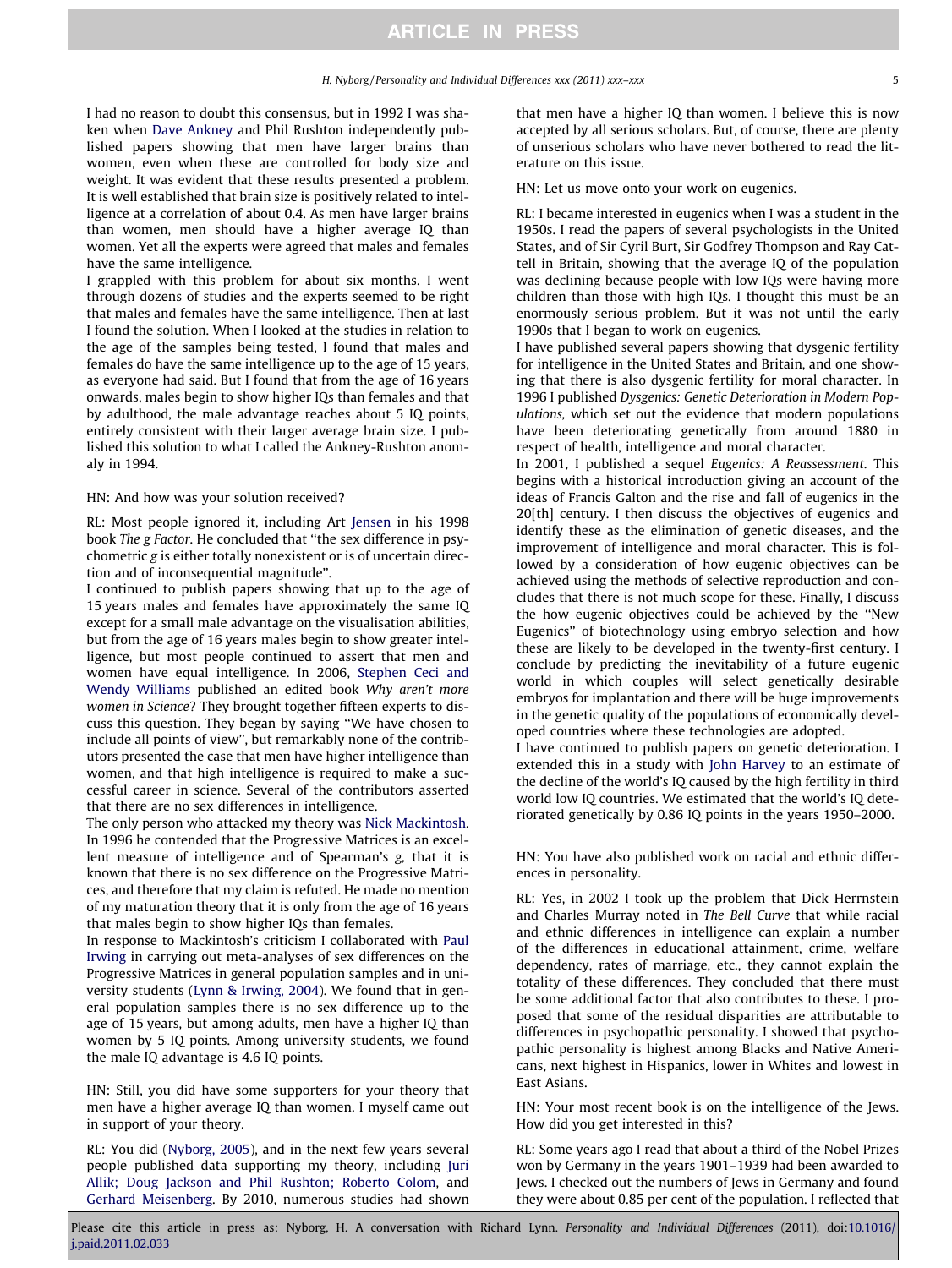I had no reason to doubt this consensus, but in 1992 I was shaken when Dave Ankney and Phil Rushton independently published papers showing that men have larger brains than women, even when these are controlled for body size and weight. It was evident that these results presented a problem. It is well established that brain size is positively related to intelligence at a correlation of about 0.4. As men have larger brains than women, men should have a higher average IQ than women. Yet all the experts were agreed that males and females have the same intelligence.

I grappled with this problem for about six months. I went through dozens of studies and the experts seemed to be right that males and females have the same intelligence. Then at last I found the solution. When I looked at the studies in relation to the age of the samples being tested, I found that males and females do have the same intelligence up to the age of 15 years, as everyone had said. But I found that from the age of 16 years onwards, males begin to show higher IQs than females and that by adulthood, the male advantage reaches about 5 IQ points, entirely consistent with their larger average brain size. I published this solution to what I called the Ankney-Rushton anomaly in 1994.

HN: And how was your solution received?

RL: Most people ignored it, including Art Jensen in his 1998 book *The g Factor*. He concluded that "the sex difference in psychometric *g* is either totally nonexistent or is of uncertain direction and of inconsequential magnitude".

I continued to publish papers showing that up to the age of 15 years males and females have approximately the same IQ except for a small male advantage on the visualisation abilities, but from the age of 16 years males begin to show greater intelligence, but most people continued to assert that men and women have equal intelligence. In 2006, Stephen Ceci and Wendy Williams published an edited book *Why aren't more women in Science*? They brought together fifteen experts to discuss this question. They began by saying "We have chosen to include all points of view", but remarkably none of the contributors presented the case that men have higher intelligence than women, and that high intelligence is required to make a successful career in science. Several of the contributors asserted that there are no sex differences in intelligence.

The only person who attacked my theory was Nick Mackintosh. In 1996 he contended that the Progressive Matrices is an excellent measure of intelligence and of Spearman's *g*, that it is known that there is no sex difference on the Progressive Matrices, and therefore that my claim is refuted. He made no mention of my maturation theory that it is only from the age of 16 years that males begin to show higher IQs than females.

In response to Mackintosh's criticism I collaborated with Paul Irwing in carrying out meta-analyses of sex differences on the Progressive Matrices in general population samples and in university students (Lynn & Irwing, 2004). We found that in general population samples there is no sex difference up to the age of 15 years, but among adults, men have a higher IQ than women by 5 IQ points. Among university students, we found the male IQ advantage is 4.6 IQ points.

HN: Still, you did have some supporters for your theory that men have a higher average IQ than women. I myself came out in support of your theory.

RL: You did (Nyborg, 2005), and in the next few years several people published data supporting my theory, including Juri Allik; Doug Jackson and Phil Rushton; Roberto Colom, and Gerhard Meisenberg. By 2010, numerous studies had shown that men have a higher IQ than women. I believe this is now accepted by all serious scholars. But, of course, there are plenty of unserious scholars who have never bothered to read the literature on this issue.

HN: Let us move onto your work on eugenics.

RL: I became interested in eugenics when I was a student in the 1950s. I read the papers of several psychologists in the United States, and of Sir Cyril Burt, Sir Godfrey Thompson and Ray Cattell in Britain, showing that the average IQ of the population was declining because people with low IQs were having more children than those with high IQs. I thought this must be an enormously serious problem. But it was not until the early 1990s that I began to work on eugenics.

I have published several papers showing that dysgenic fertility for intelligence in the United States and Britain, and one showing that there is also dysgenic fertility for moral character. In 1996 I published *Dysgenics: Genetic Deterioration in Modern Populations,* which set out the evidence that modern populations have been deteriorating genetically from around 1880 in respect of health, intelligence and moral character.

In 2001, I published a sequel *Eugenics: A Reassessment*. This begins with a historical introduction giving an account of the ideas of Francis Galton and the rise and fall of eugenics in the 20[th] century. I then discuss the objectives of eugenics and identify these as the elimination of genetic diseases, and the improvement of intelligence and moral character. This is followed by a consideration of how eugenic objectives can be achieved using the methods of selective reproduction and concludes that there is not much scope for these. Finally, I discuss the how eugenic objectives could be achieved by the "New Eugenics" of biotechnology using embryo selection and how these are likely to be developed in the twenty-first century. I conclude by predicting the inevitability of a future eugenic world in which couples will select genetically desirable embryos for implantation and there will be huge improvements in the genetic quality of the populations of economically developed countries where these technologies are adopted.

I have continued to publish papers on genetic deterioration. I extended this in a study with John Harvey to an estimate of the decline of the world's IQ caused by the high fertility in third world low IQ countries. We estimated that the world's IQ deteriorated genetically by 0.86 IQ points in the years 1950–2000.

HN: You have also published work on racial and ethnic differences in personality.

RL: Yes, in 2002 I took up the problem that Dick Herrnstein and Charles Murray noted in *The Bell Curve* that while racial and ethnic differences in intelligence can explain a number of the differences in educational attainment, crime, welfare dependency, rates of marriage, etc., they cannot explain the totality of these differences. They concluded that there must be some additional factor that also contributes to these. I proposed that some of the residual disparities are attributable to differences in psychopathic personality. I showed that psychopathic personality is highest among Blacks and Native Americans, next highest in Hispanics, lower in Whites and lowest in East Asians.

HN: Your most recent book is on the intelligence of the Jews. How did you get interested in this?

RL: Some years ago I read that about a third of the Nobel Prizes won by Germany in the years 1901–1939 had been awarded to Jews. I checked out the numbers of Jews in Germany and found they were about 0.85 per cent of the population. I reflected that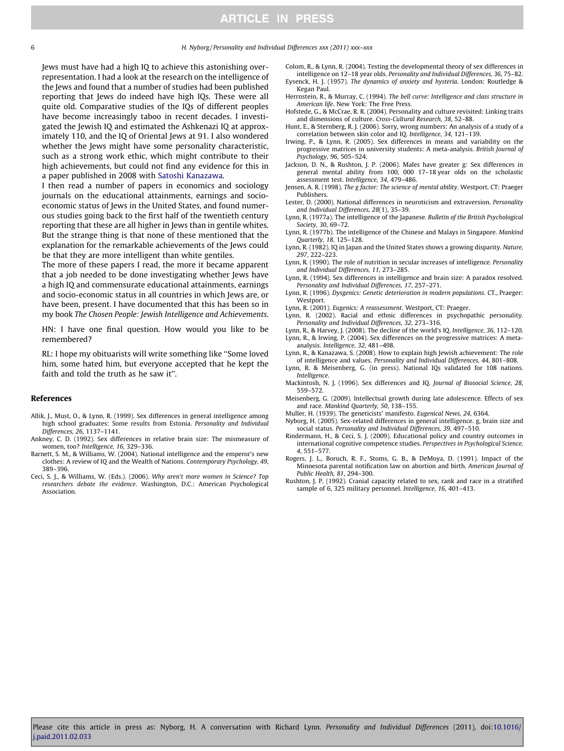Jews must have had a high IQ to achieve this astonishing over-representation. I had a look at the research on the intelligence of the Jews and found that a number of studies had been published reporting that Jews do indeed have high IQs. These were all quite old. Comparative studies of the IQs of different peoples have become increasingly taboo in recent decades. I investigated the Jewish IQ and estimated the Ashkenazi IQ at approximately 110, and the IQ of Oriental Jews at 91. I also wondered whether the Jews might have some personality characteristic, such as a strong work ethic, which might contribute to their high achievements, but could not find any evidence for this in a paper published in 2008 with Satoshi Kanazawa.

I then read a number of papers in economics and sociology journals on the educational attainments, earnings and socio-economic status of Jews in the United States, and found numerous studies going back to the first half of the twentieth century reporting that these are all higher in Jews than in gentile whites. But the strange thing is that none of these mentioned that the explanation for the remarkable achievements of the Jews could be that they are more intelligent than white gentiles.

The more of these papers I read, the more it became apparent that a job needed to be done investigating whether Jews have a high IQ and commensurate educational attainments, earnings and socio-economic status in all countries in which Jews are, or have been, present. I have documented that this has been so in my book *The Chosen People: Jewish Intelligence and Achievements.*

HN: I have one final question. How would you like to be remembered?

RL: I hope my obituarists will write something like "Some loved him, some hated him, but everyone accepted that he kept the faith and told the truth as he saw it".

## References

Allik, J., Must, O., & Lynn, R. (1999). Sex differences in general intelligence among high school graduates: Some results from Estonia. *Personality and Individual Differences, 26*, 1137–1141.

Ankney, C. D. (1992). Sex differences in relative brain size: The mismeasure of women, too? *Intelligence, 16*, 329–336.

Barnett, S. M., & Williams, W. (2004). National intelligence and the emperor's new clothes: A review of IQ and the Wealth of Nations. *Contemporary Psychology, 49*, 389–396.

Ceci, S. J., & Williams, W. (Eds.). (2006). *Why aren't more women in Science? Top researchers debate the evidence*. Washington, D.C.: American Psychological Association.

Colom, R., & Lynn, R. (2004). Testing the developmental theory of sex differences in intelligence on 12–18 year olds. *Personality and Individual Differences, 36*, 75–82.

Eysenck, H. J. (1957). *The dynamics of anxiety and hysteria*. London: Routledge & Kegan Paul.

Herrnstein, R., & Murray, C. (1994). *The bell curve: Intelligence and class structure in American life*. New York: The Free Press.

Hofstede, G., & McCrae, R. R. (2004). Personality and culture revisited: Linking traits and dimensions of culture. *Cross-Cultural Research, 38*, 52–88.

Hunt, E., & Sternberg, R. J. (2006). Sorry, wrong numbers: An analysis of a study of a correlation between skin color and IQ. *Intelligence, 34*, 121–139.

Irwing, P., & Lynn, R. (2005). Sex differences in means and variability on the progressive matrices in university students: A meta-analysis. *British Journal of Psychology, 96*, 505–524.

Jackson, D. N., & Rushton, J. P. (2006). Males have greater g: Sex differences in general mental ability from 100, 000 17–18 year olds on the scholastic assessment test. *Intelligence, 34*, 479–486.

Jensen, A. R. (1998). *The g factor: The science of mental ability*. Westport, CT: Praeger Publishers.

Lester, D. (2000). National differences in neuroticism and extraversion. *Personality and Individual Differences, 28*(1), 35–39.

Lynn, R. (1977a). The intelligence of the Japanese. *Bulletin of the British Psychological Society, 30*, 69–72.

Lynn, R. (1977b). The intelligence of the Chinese and Malays in Singapore. *Mankind Quarterly, 18*, 125–128.

Lynn, R. (1982). IQ in Japan and the United States shows a growing disparity. *Nature, 297*, 222–223.

Lynn, R. (1990). The role of nutrition in secular increases of intelligence. *Personality and Individual Differences, 11*, 273–285.

Lynn, R. (1994). Sex differences in intelligence and brain size: A paradox resolved. *Personality and Individual Differences, 17*, 257–271.

Lynn, R. (1996). *Dysgenics: Genetic deterioration in modern populations*. CT., Praeger: Westport.

Lynn, R. (2001). *Eugenics: A reassessment*. Westport, CT: Praeger.

Lynn, R. (2002). Racial and ethnic differences in psychopathic personality. *Personality and Individual Differences, 32*, 273–316.

Lynn, R., & Harvey, J. (2008). The decline of the world's IQ. *Intelligence, 36*, 112–120.

Lynn, R., & Irwing, P. (2004). Sex differences on the progressive matrices: A meta-analysis. *Intelligence, 32*, 481–498.

Lynn, R., & Kanazawa, S. (2008). How to explain high Jewish achievement: The role of intelligence and values. *Personality and Individual Differences, 44*, 801–808.

Lynn, R. & Meisenberg, G. (in press). National IQs validated for 108 nations. *Intelligence*.

Mackintosh, N. J. (1996). Sex differences and IQ. *Journal of Biosocial Science, 28*, 559–572.

Meisenberg, G. (2009). Intellectual growth during late adolescence. Effects of sex and race. *Mankind Quarterly, 50*, 138–155.

Muller, H. (1939). The geneticists' manifesto. *Eugenical News, 24*, 6364.

Nyborg, H. (2005). Sex-related differences in general intelligence. g, brain size and social status. *Personality and Individual Differences, 39*, 497–510.

Rindermann, H., & Ceci, S. J. (2009). Educational policy and country outcomes in international cognitive competence studies. *Perspectives in Psychological Science, 4*, 551–577.

Rogers, J. L., Boruch, R. F., Stoms, G. B., & DeMoya, D. (1991). Impact of the Minnesota parental notification law on abortion and birth. *American Journal of Public Health, 81*, 294–300.

Rushton, J. P. (1992). Cranial capacity related to sex, rank and race in a stratified sample of 6, 325 military personnel. *Intelligence, 16*, 401–413.